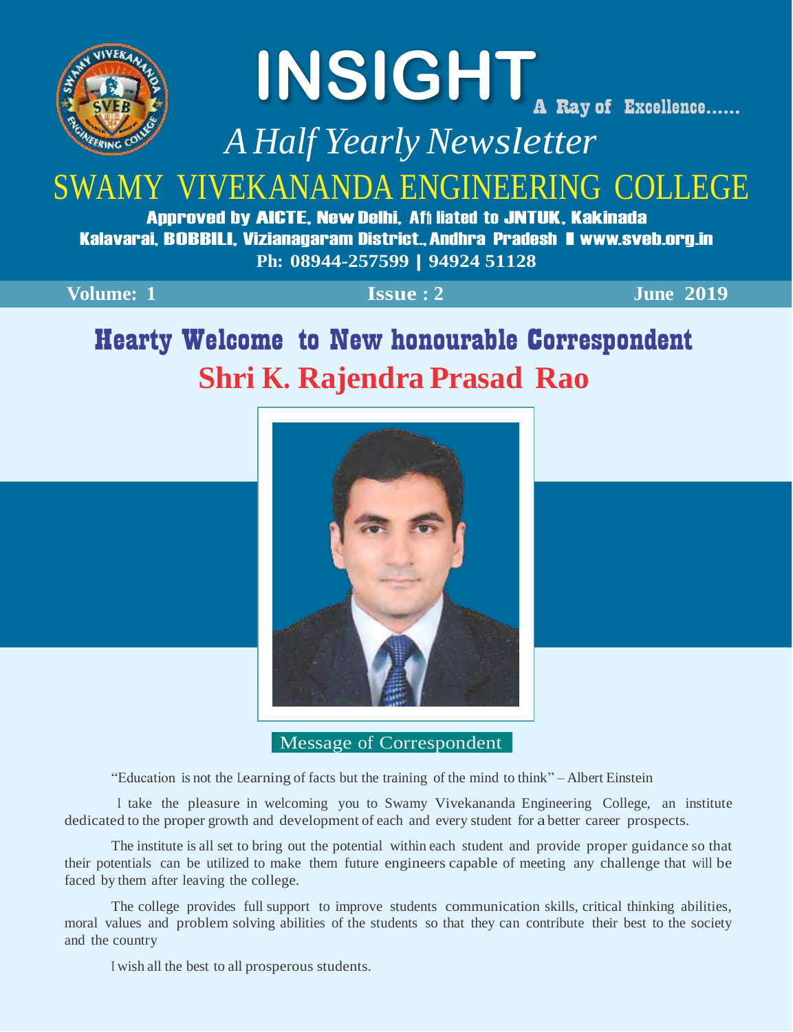# INSIGHT

A Ray of Excellence......

*A Half Yearly Newsletter*

## SWAMY VIVEKANANDA ENGINEERING COLLEGE

**Approved by AICTE, New Delhi, Affiliated to JNTUK, Kakinada**
**Kalavarai, BOBBILI, Vizianagaram District., Andhra Pradesh | www.sveb.org.in**
**Ph: 08944-257599 | 94924 51128**

**Volume: 1** **Issue : 2** **June 2019**

## Hearty Welcome to New honourable Correspondent

## Shri K. Rajendra Prasad Rao

### Message of Correspondent

"Education is not the Learning of facts but the training of the mind to think" – Albert Einstein

I take the pleasure in welcoming you to Swamy Vivekananda Engineering College, an institute dedicated to the proper growth and development of each and every student for a better career prospects.

The institute is all set to bring out the potential within each student and provide proper guidance so that their potentials can be utilized to make them future engineers capable of meeting any challenge that will be faced by them after leaving the college.

The college provides full support to improve students communication skills, critical thinking abilities, moral values and problem solving abilities of the students so that they can contribute their best to the society and the country

I wish all the best to all prosperous students.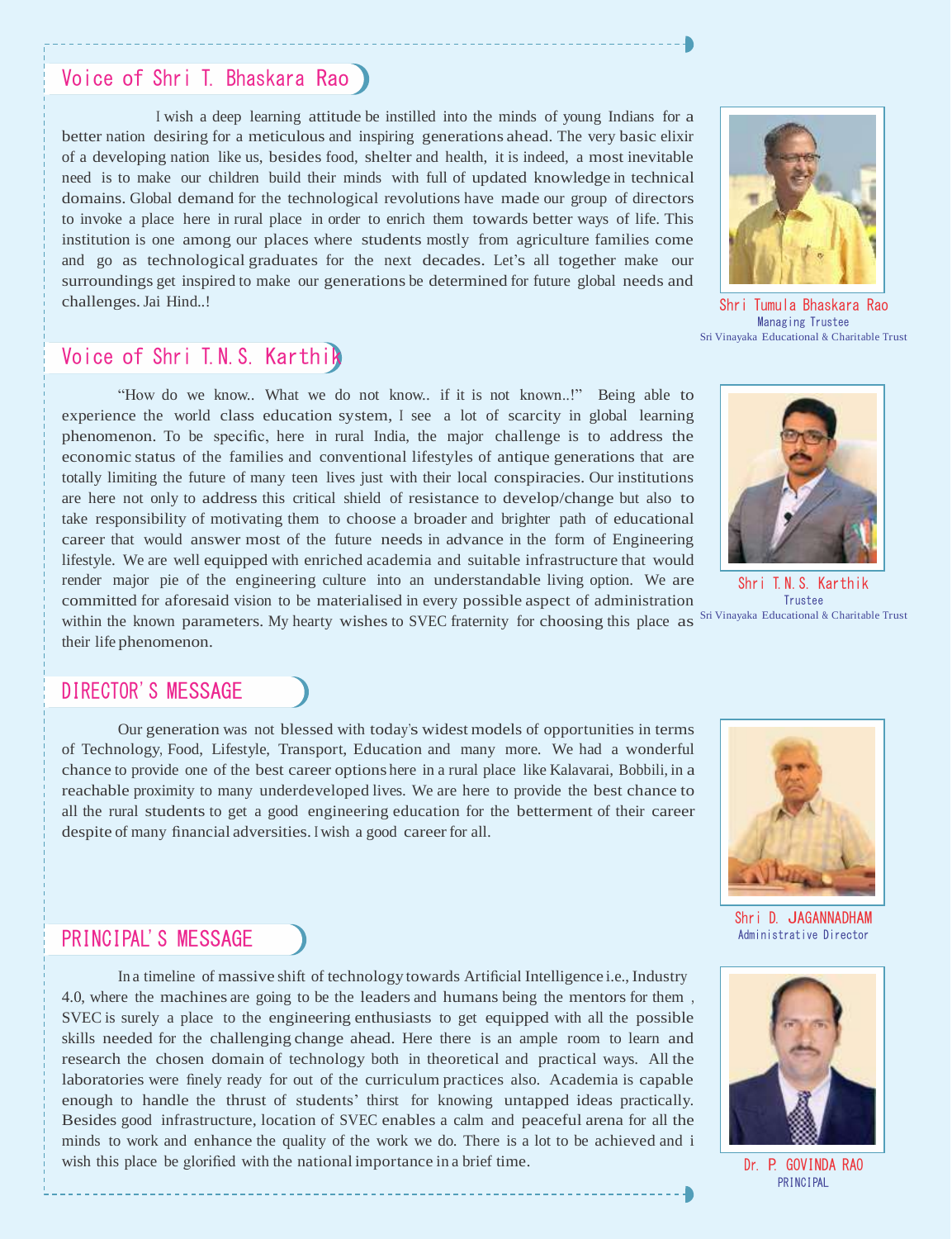## Voice of Shri T. Bhaskara Rao

I wish a deep learning attitude be instilled into the minds of young Indians for a better nation desiring for a meticulous and inspiring generations ahead. The very basic elixir of a developing nation like us, besides food, shelter and health, it is indeed, a most inevitable need is to make our children build their minds with full of updated knowledge in technical domains. Global demand for the technological revolutions have made our group of directors to invoke a place here in rural place in order to enrich them towards better ways of life. This institution is one among our places where students mostly from agriculture families come and go as technological graduates for the next decades. Let's all together make our surroundings get inspired to make our generations be determined for future global needs and challenges. Jai Hind..!

Shri Tumula Bhaskara Rao
Managing Trustee
Sri Vinayaka Educational & Charitable Trust

## Voice of Shri T.N.S. Karthik

"How do we know.. What we do not know.. if it is not known..!" Being able to experience the world class education system, I see a lot of scarcity in global learning phenomenon. To be specific, here in rural India, the major challenge is to address the economic status of the families and conventional lifestyles of antique generations that are totally limiting the future of many teen lives just with their local conspiracies. Our institutions are here not only to address this critical shield of resistance to develop/change but also to take responsibility of motivating them to choose a broader and brighter path of educational career that would answer most of the future needs in advance in the form of Engineering lifestyle. We are well equipped with enriched academia and suitable infrastructure that would render major pie of the engineering culture into an understandable living option. We are committed for aforesaid vision to be materialised in every possible aspect of administration within the known parameters. My hearty wishes to SVEC fraternity for choosing this place as their life phenomenon.

Shri T.N.S. Karthik
Trustee
Sri Vinayaka Educational & Charitable Trust

## DIRECTOR'S MESSAGE

Our generation was not blessed with today's widest models of opportunities in terms of Technology, Food, Lifestyle, Transport, Education and many more. We had a wonderful chance to provide one of the best career options here in a rural place like Kalavarai, Bobbili, in a reachable proximity to many underdeveloped lives. We are here to provide the best chance to all the rural students to get a good engineering education for the betterment of their career despite of many financial adversities. I wish a good career for all.

Shri D. JAGANNADHAM
Administrative Director

## PRINCIPAL'S MESSAGE

In a timeline of massive shift of technology towards Artificial Intelligence i.e., Industry 4.0, where the machines are going to be the leaders and humans being the mentors for them , SVEC is surely a place to the engineering enthusiasts to get equipped with all the possible skills needed for the challenging change ahead. Here there is an ample room to learn and research the chosen domain of technology both in theoretical and practical ways. All the laboratories were finely ready for out of the curriculum practices also. Academia is capable enough to handle the thrust of students' thirst for knowing untapped ideas practically. Besides good infrastructure, location of SVEC enables a calm and peaceful arena for all the minds to work and enhance the quality of the work we do. There is a lot to be achieved and i wish this place be glorified with the national importance in a brief time.

Dr. P. GOVINDA RAO
PRINCIPAL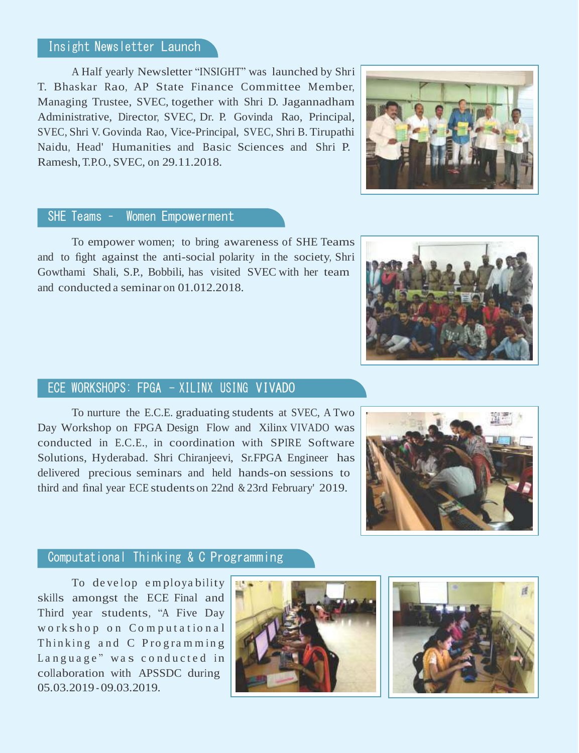## Insight Newsletter Launch

A Half yearly Newsletter “INSIGHT” was launched by Shri T. Bhaskar Rao, AP State Finance Committee Member, Managing Trustee, SVEC, together with Shri D. Jagannadham Administrative, Director, SVEC, Dr. P. Govinda Rao, Principal, SVEC, Shri V. Govinda Rao, Vice-Principal, SVEC, Shri B. Tirupathi Naidu, Head' Humanities and Basic Sciences and Shri P. Ramesh, T.P.O., SVEC, on 29.11.2018.

## SHE Teams - Women Empowerment

To empower women; to bring awareness of SHE Teams and to fight against the anti-social polarity in the society, Shri Gowthami Shali, S.P., Bobbili, has visited SVEC with her team and conducted a seminar on 01.012.2018.

## ECE WORKSHOPS: FPGA - XILINX USING VIVADO

To nurture the E.C.E. graduating students at SVEC, A Two Day Workshop on FPGA Design Flow and Xilinx VIVADO was conducted in E.C.E., in coordination with SPIRE Software Solutions, Hyderabad. Shri Chiranjeevi, Sr.FPGA Engineer has delivered precious seminars and held hands-on sessions to third and final year ECE students on 22nd & 23rd February' 2019.

## Computational Thinking & C Programming

To develop employability skills amongst the ECE Final and Third year students, “A Five Day workshop on Computational Thinking and C Programming Language” was conducted in collaboration with APSSDC during 05.03.2019 - 09.03.2019.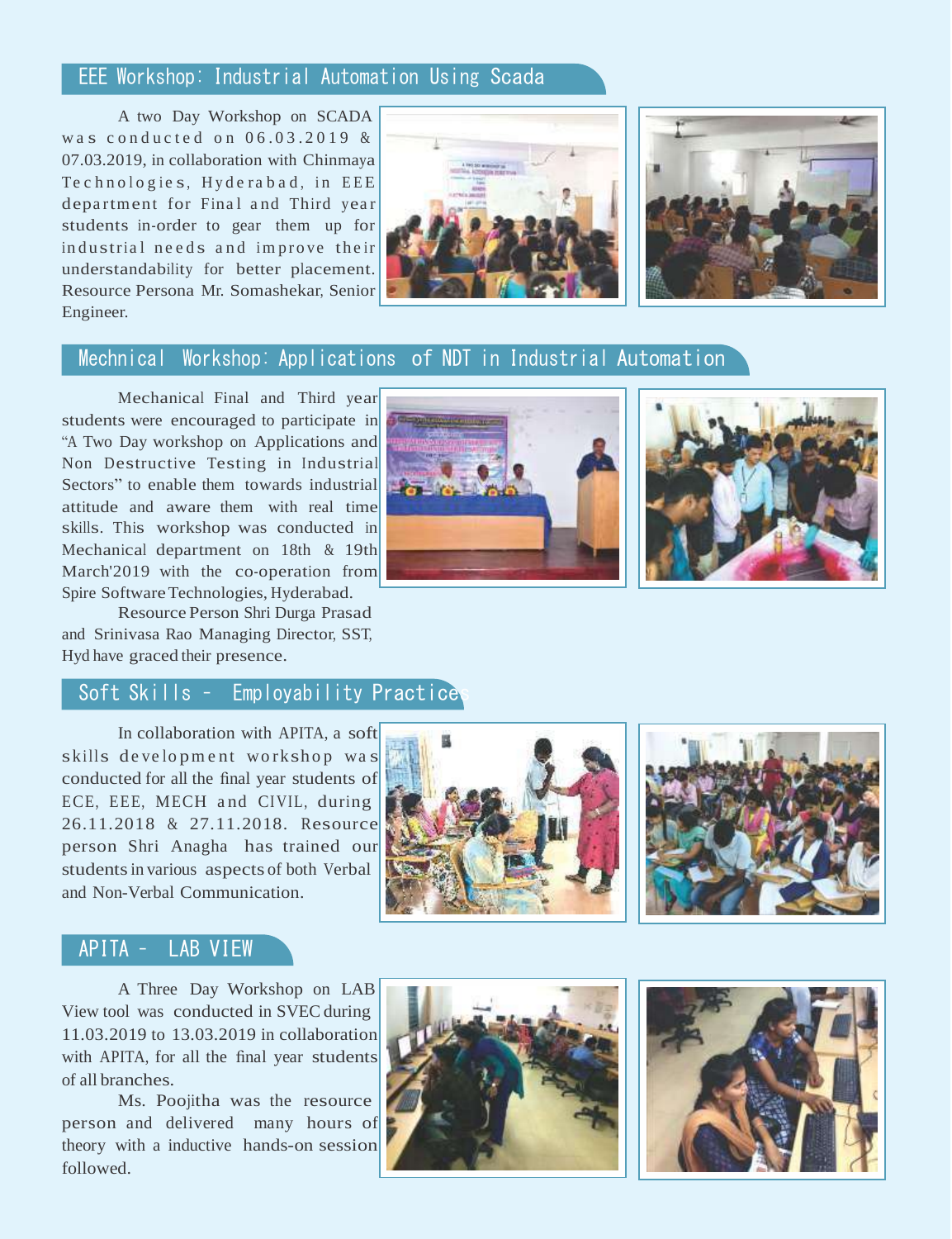## EEE Workshop: Industrial Automation Using Scada

A two Day Workshop on SCADA was conducted on 06.03.2019 & 07.03.2019, in collaboration with Chinmaya Technologies, Hyderabad, in EEE department for Final and Third year students in-order to gear them up for industrial needs and improve their understandability for better placement. Resource Persona Mr. Somashekar, Senior Engineer.

## Mechnical Workshop: Applications of NDT in Industrial Automation

Mechanical Final and Third year students were encouraged to participate in "A Two Day workshop on Applications and Non Destructive Testing in Industrial Sectors" to enable them towards industrial attitude and aware them with real time skills. This workshop was conducted in Mechanical department on 18th & 19th March'2019 with the co-operation from Spire Software Technologies, Hyderabad.

Resource Person Shri Durga Prasad and Srinivasa Rao Managing Director, SST, Hyd have graced their presence.

## Soft Skills - Employability Practices

In collaboration with APITA, a soft skills development workshop was conducted for all the final year students of ECE, EEE, MECH and CIVIL, during 26.11.2018 & 27.11.2018. Resource person Shri Anagha has trained our students in various aspects of both Verbal and Non-Verbal Communication.

## APITA - LAB VIEW

A Three Day Workshop on LAB View tool was conducted in SVEC during 11.03.2019 to 13.03.2019 in collaboration with APITA, for all the final year students of all branches.

Ms. Poojitha was the resource person and delivered many hours of theory with a inductive hands-on session followed.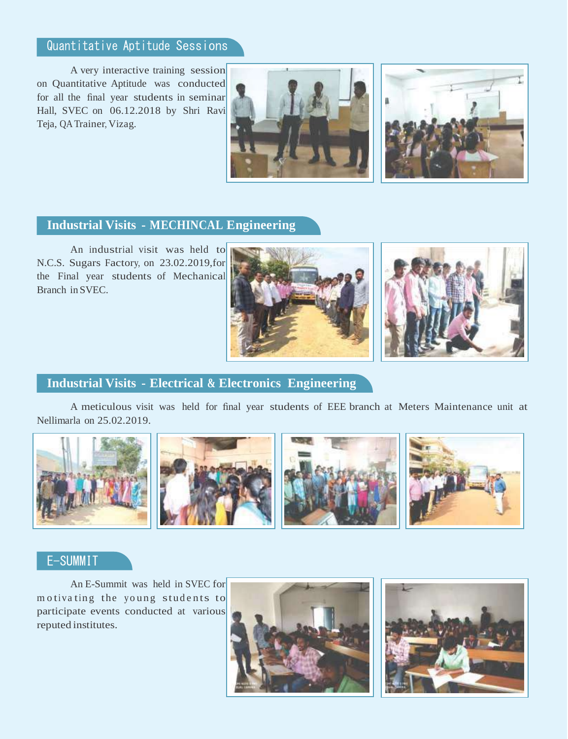## Quantitative Aptitude Sessions

A very interactive training session on Quantitative Aptitude was conducted for all the final year students in seminar Hall, SVEC on 06.12.2018 by Shri Ravi Teja, QA Trainer, Vizag.

## Industrial Visits - MECHINCAL Engineering

An industrial visit was held to N.C.S. Sugars Factory, on 23.02.2019,for the Final year students of Mechanical Branch in SVEC.

## Industrial Visits - Electrical & Electronics Engineering

A meticulous visit was held for final year students of EEE branch at Meters Maintenance unit at Nellimarla on 25.02.2019.

## E-SUMMIT

An E-Summit was held in SVEC for motivating the young students to participate events conducted at various reputed institutes.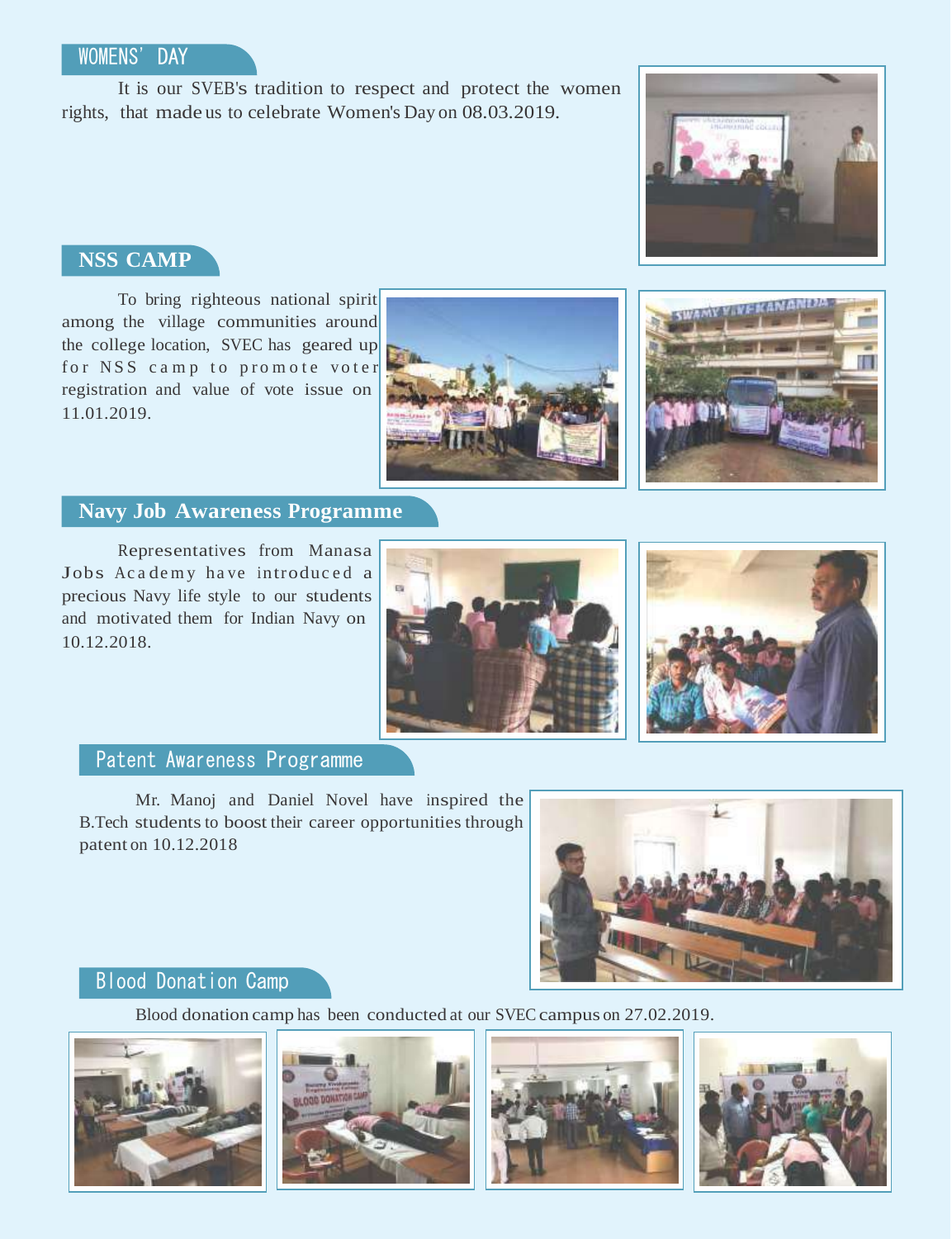## WOMENS' DAY

It is our SVEB's tradition to respect and protect the women rights, that made us to celebrate Women's Day on 08.03.2019.

## NSS CAMP

To bring righteous national spirit among the village communities around the college location, SVEC has geared up for NSS camp to promote voter registration and value of vote issue on 11.01.2019.

## Navy Job Awareness Programme

Representatives from Manasa Jobs Academy have introduced a precious Navy life style to our students and motivated them for Indian Navy on 10.12.2018.

## Patent Awareness Programme

Mr. Manoj and Daniel Novel have inspired the B.Tech students to boost their career opportunities through patent on 10.12.2018

## Blood Donation Camp

Blood donation camp has been conducted at our SVEC campus on 27.02.2019.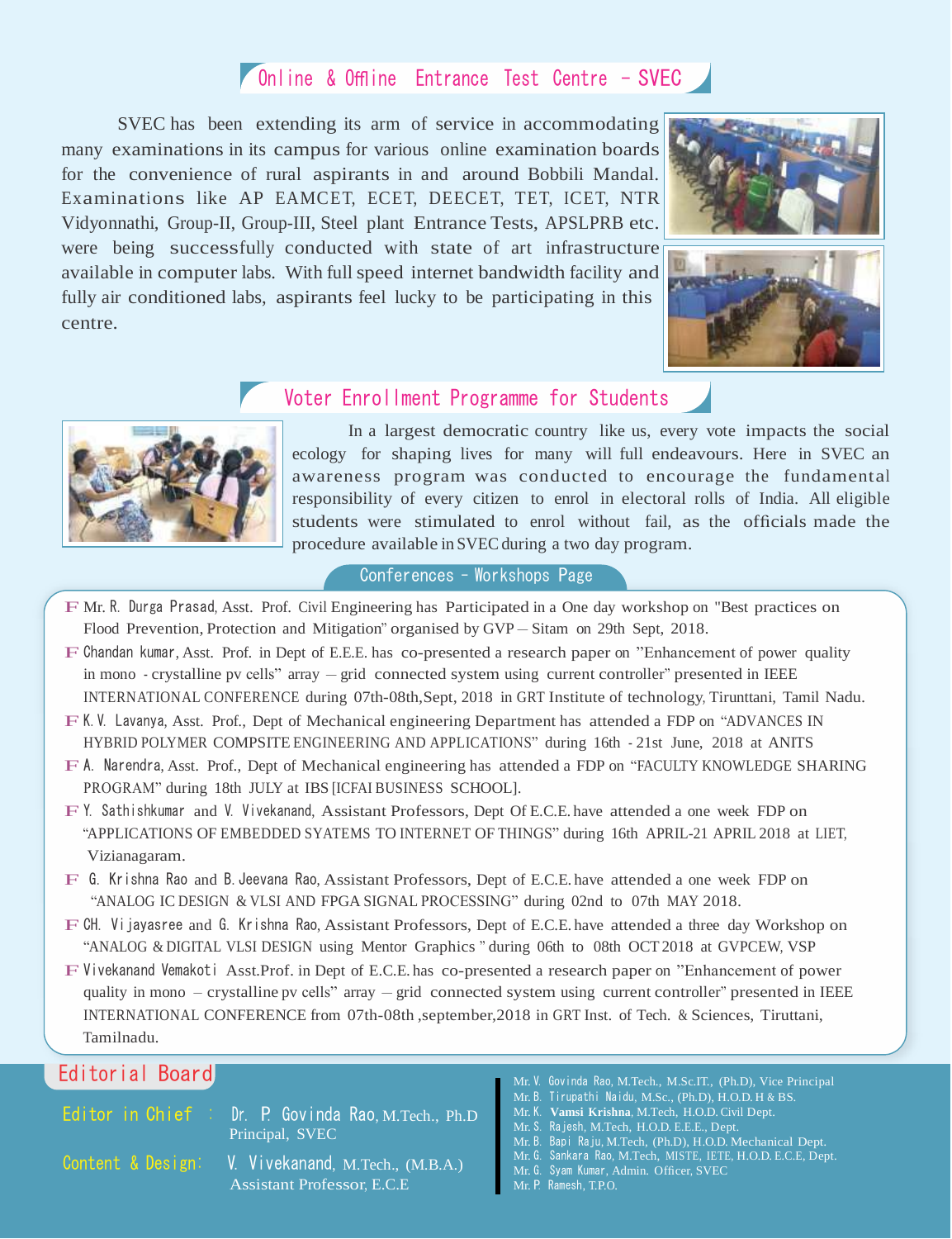## Online & Offline Entrance Test Centre - SVEC

SVEC has been extending its arm of service in accommodating many examinations in its campus for various online examination boards for the convenience of rural aspirants in and around Bobbili Mandal. Examinations like AP EAMCET, ECET, DEECET, TET, ICET, NTR Vidyonnathi, Group-II, Group-III, Steel plant Entrance Tests, APSLPRB etc. were being successfully conducted with state of art infrastructure available in computer labs. With full speed internet bandwidth facility and fully air conditioned labs, aspirants feel lucky to be participating in this centre.

## Voter Enrollment Programme for Students

In a largest democratic country like us, every vote impacts the social ecology for shaping lives for many will full endeavours. Here in SVEC an awareness program was conducted to encourage the fundamental responsibility of every citizen to enrol in electoral rolls of India. All eligible students were stimulated to enrol without fail, as the officials made the procedure available in SVEC during a two day program.

## Conferences - Workshops Page

- Mr. R. Durga Prasad, Asst. Prof. Civil Engineering has Participated in a One day workshop on "Best practices on Flood Prevention, Protection and Mitigation" organised by GVP – Sitam on 29th Sept, 2018.
- Chandan kumar, Asst. Prof. in Dept of E.E.E. has co-presented a research paper on "Enhancement of power quality in mono - crystalline pv cells" array – grid connected system using current controller" presented in IEEE INTERNATIONAL CONFERENCE during 07th-08th,Sept, 2018 in GRT Institute of technology, Tirunttani, Tamil Nadu.
- K. V. Lavanya, Asst. Prof., Dept of Mechanical engineering Department has attended a FDP on "ADVANCES IN HYBRID POLYMER COMPSITE ENGINEERING AND APPLICATIONS" during 16th - 21st June, 2018 at ANITS
- A. Narendra, Asst. Prof., Dept of Mechanical engineering has attended a FDP on "FACULTY KNOWLEDGE SHARING PROGRAM" during 18th JULY at IBS [ICFAI BUSINESS SCHOOL].
- Y. Sathishkumar and V. Vivekanand, Assistant Professors, Dept Of E.C.E. have attended a one week FDP on "APPLICATIONS OF EMBEDDED SYATEMS TO INTERNET OF THINGS" during 16th APRIL-21 APRIL 2018 at LIET, Vizianagaram.
- G. Krishna Rao and B. Jeevana Rao, Assistant Professors, Dept of E.C.E. have attended a one week FDP on "ANALOG IC DESIGN & VLSI AND FPGA SIGNAL PROCESSING" during 02nd to 07th MAY 2018.
- CH. Vijayasree and G. Krishna Rao, Assistant Professors, Dept of E.C.E. have attended a three day Workshop on "ANALOG & DIGITAL VLSI DESIGN using Mentor Graphics " during 06th to 08th OCT 2018 at GVPCEW, VSP
- Vivekanand Vemakoti Asst.Prof. in Dept of E.C.E. has co-presented a research paper on "Enhancement of power quality in mono – crystalline pv cells" array – grid connected system using current controller" presented in IEEE INTERNATIONAL CONFERENCE from 07th-08th ,september,2018 in GRT Inst. of Tech. & Sciences, Tiruttani, Tamilnadu.

## Editorial Board

**Editor in Chief :** Dr. P. Govinda Rao, M.Tech., Ph.D
Principal, SVEC

**Content & Design:** V. Vivekanand, M.Tech., (M.B.A.)
Assistant Professor, E.C.E

Mr. V. Govinda Rao, M.Tech., M.Sc.IT., (Ph.D), Vice Principal
Mr. B. Tirupathi Naidu, M.Sc., (Ph.D), H.O.D. H & BS.
Mr. K. **Vamsi Krishna**, M.Tech, H.O.D. Civil Dept.
Mr. S. Rajesh, M.Tech, H.O.D. E.E.E., Dept.
Mr. B. Bapi Raju, M.Tech, (Ph.D), H.O.D. Mechanical Dept.
Mr. G. Sankara Rao, M.Tech, MISTE, IETE, H.O.D. E.C.E, Dept.
Mr. G. Syam Kumar, Admin. Officer, SVEC
Mr. P. Ramesh, T.P.O.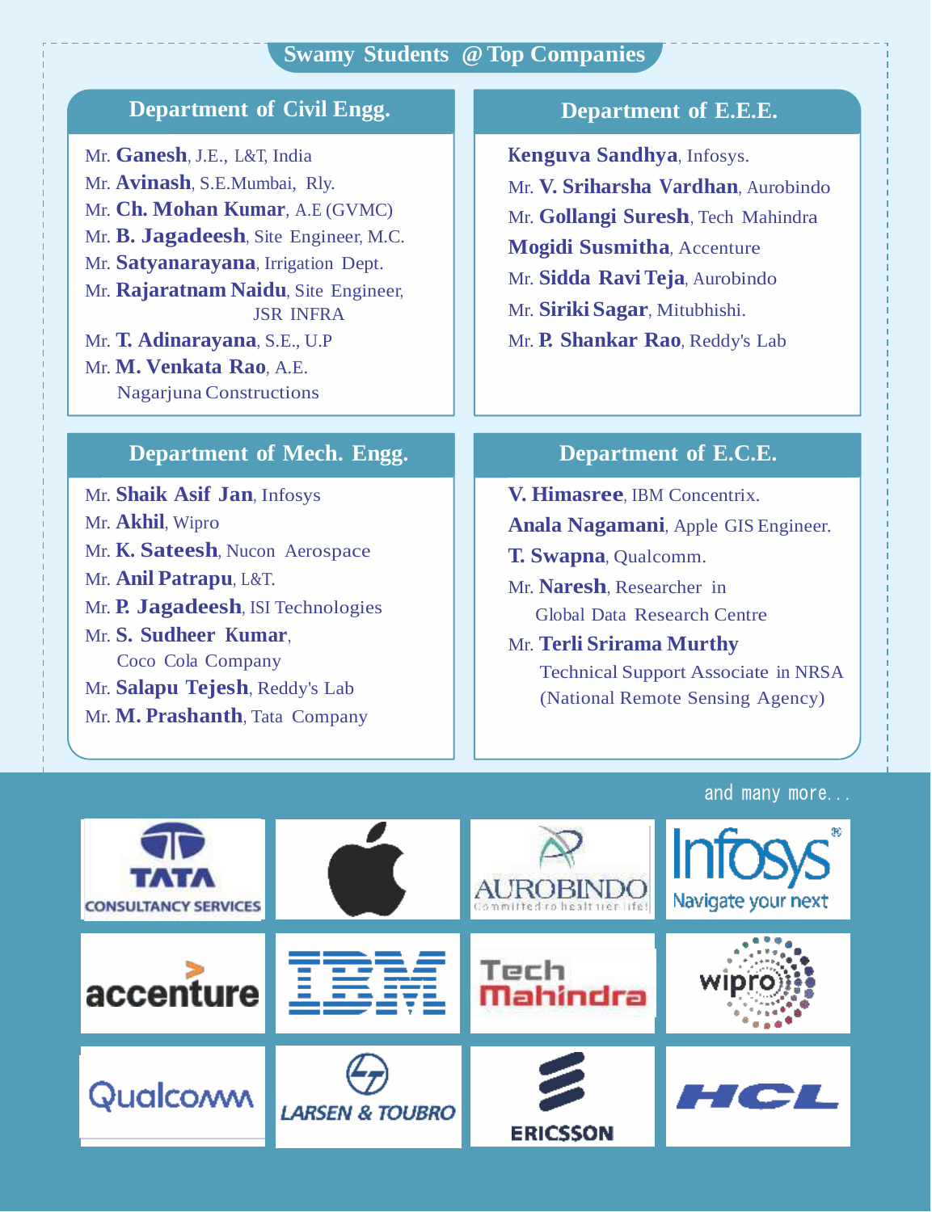## Swamy Students @Top Companies

### Department of Civil Engg.

Mr. **Ganesh**, J.E., L&T, India
Mr. **Avinash**, S.E.Mumbai, Rly.
Mr. **Ch. Mohan Kumar**, A.E (GVMC)
Mr. **B. Jagadeesh**, Site Engineer, M.C.
Mr. **Satyanarayana**, Irrigation Dept.
Mr. **Rajaratnam Naidu**, Site Engineer, JSR INFRA
Mr. **T. Adinarayana**, S.E., U.P
Mr. **M. Venkata Rao**, A.E. Nagarjuna Constructions

### Department of E.E.E.

**Kenguva Sandhya**, Infosys.
Mr. **V. Sriharsha Vardhan**, Aurobindo
Mr. **Gollangi Suresh**, Tech Mahindra
**Mogidi Susmitha**, Accenture
Mr. **Sidda Ravi Teja**, Aurobindo
Mr. **Siriki Sagar**, Mitubhishi.
Mr. **P. Shankar Rao**, Reddy's Lab

### Department of Mech. Engg.

Mr. **Shaik Asif Jan**, Infosys
Mr. **Akhil**, Wipro
Mr. **K. Sateesh**, Nucon Aerospace
Mr. **Anil Patrapu**, L&T.
Mr. **P. Jagadeesh**, ISI Technologies
Mr. **S. Sudheer Kumar**, Coco Cola Company
Mr. **Salapu Tejesh**, Reddy's Lab
Mr. **M. Prashanth**, Tata Company

### Department of E.C.E.

**V. Himasree**, IBM Concentrix.
**Anala Nagamani**, Apple GIS Engineer.
**T. Swapna**, Qualcomm.
Mr. **Naresh**, Researcher in Global Data Research Centre
Mr. **Terli Srirama Murthy** Technical Support Associate in NRSA (National Remote Sensing Agency)

and many more...

TATA CONSULTANCY SERVICES
AUROBINDO
Infosys Navigate your next
accenture
IBM
Tech Mahindra
wipro
Qualcomm
LARSEN & TOUBRO
ERICSSON
HCL